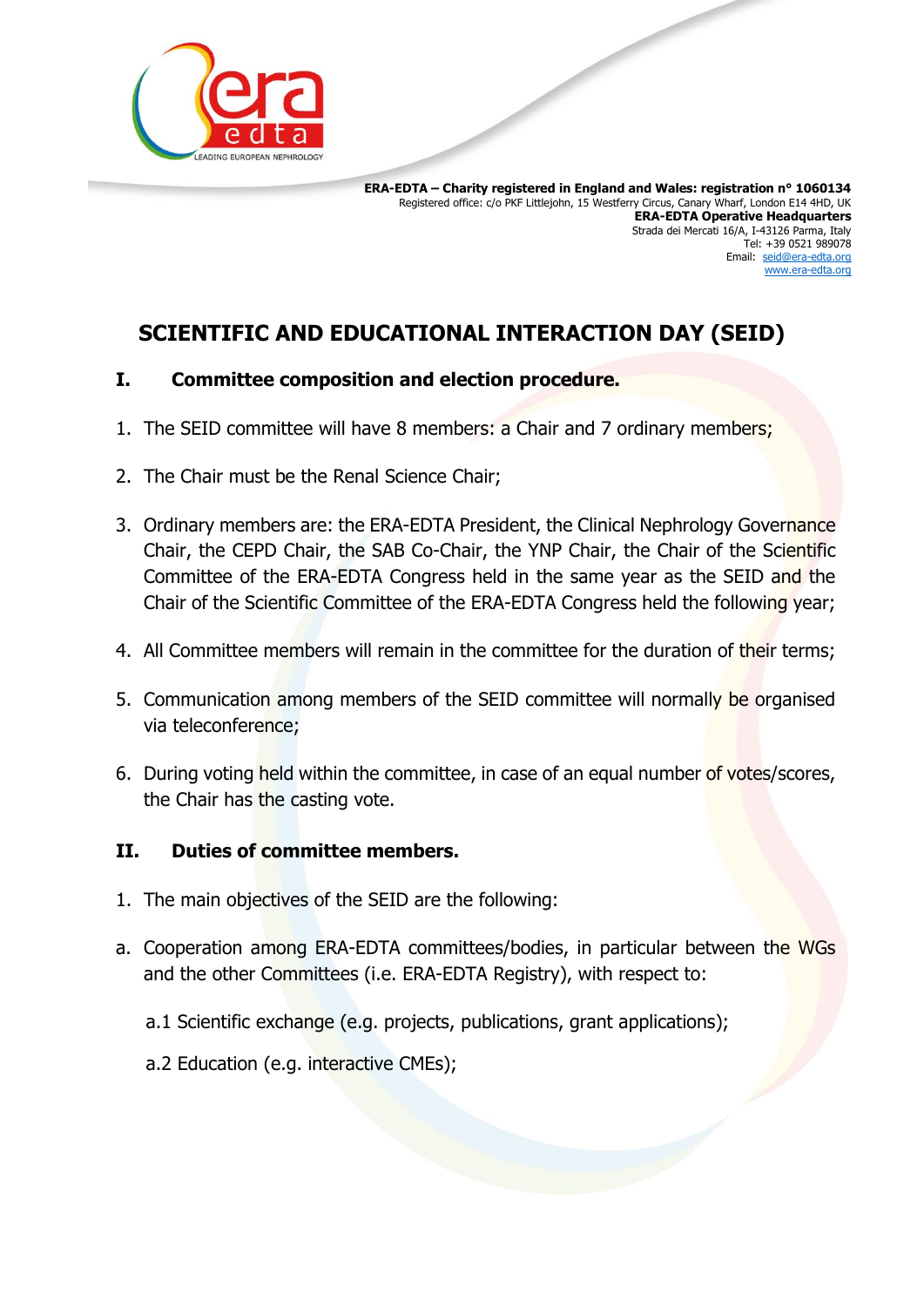**ERA-EDTA – Charity registered in England and Wales: registration n° 1060134**
Registered office: c/o PKF Littlejohn, 15 Westferry Circus, Canary Wharf, London E14 4HD, UK
**ERA-EDTA Operative Headquarters**
Strada dei Mercati 16/A, I-43126 Parma, Italy
Tel: +39 0521 989078
Email: seid@era-edta.org
www.era-edta.org

# SCIENTIFIC AND EDUCATIONAL INTERACTION DAY (SEID)

## I. Committee composition and election procedure.

1. The SEID committee will have 8 members: a Chair and 7 ordinary members;
2. The Chair must be the Renal Science Chair;
3. Ordinary members are: the ERA-EDTA President, the Clinical Nephrology Governance Chair, the CEPD Chair, the SAB Co-Chair, the YNP Chair, the Chair of the Scientific Committee of the ERA-EDTA Congress held in the same year as the SEID and the Chair of the Scientific Committee of the ERA-EDTA Congress held the following year;
4. All Committee members will remain in the committee for the duration of their terms;
5. Communication among members of the SEID committee will normally be organised via teleconference;
6. During voting held within the committee, in case of an equal number of votes/scores, the Chair has the casting vote.

## II. Duties of committee members.

1. The main objectives of the SEID are the following:

a. Cooperation among ERA-EDTA committees/bodies, in particular between the WGs and the other Committees (i.e. ERA-EDTA Registry), with respect to:

   a.1 Scientific exchange (e.g. projects, publications, grant applications);

   a.2 Education (e.g. interactive CMEs);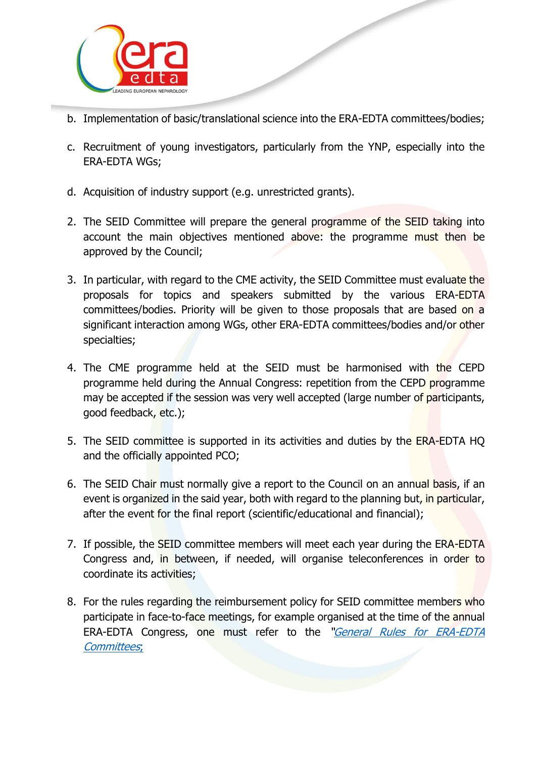b. Implementation of basic/translational science into the ERA-EDTA committees/bodies;

c. Recruitment of young investigators, particularly from the YNP, especially into the ERA-EDTA WGs;

d. Acquisition of industry support (e.g. unrestricted grants).

2. The SEID Committee will prepare the general programme of the SEID taking into account the main objectives mentioned above: the programme must then be approved by the Council;

3. In particular, with regard to the CME activity, the SEID Committee must evaluate the proposals for topics and speakers submitted by the various ERA-EDTA committees/bodies. Priority will be given to those proposals that are based on a significant interaction among WGs, other ERA-EDTA committees/bodies and/or other specialties;

4. The CME programme held at the SEID must be harmonised with the CEPD programme held during the Annual Congress: repetition from the CEPD programme may be accepted if the session was very well accepted (large number of participants, good feedback, etc.);

5. The SEID committee is supported in its activities and duties by the ERA-EDTA HQ and the officially appointed PCO;

6. The SEID Chair must normally give a report to the Council on an annual basis, if an event is organized in the said year, both with regard to the planning but, in particular, after the event for the final report (scientific/educational and financial);

7. If possible, the SEID committee members will meet each year during the ERA-EDTA Congress and, in between, if needed, will organise teleconferences in order to coordinate its activities;

8. For the rules regarding the reimbursement policy for SEID committee members who participate in face-to-face meetings, for example organised at the time of the annual ERA-EDTA Congress, one must refer to the "*General Rules for ERA-EDTA Committees*",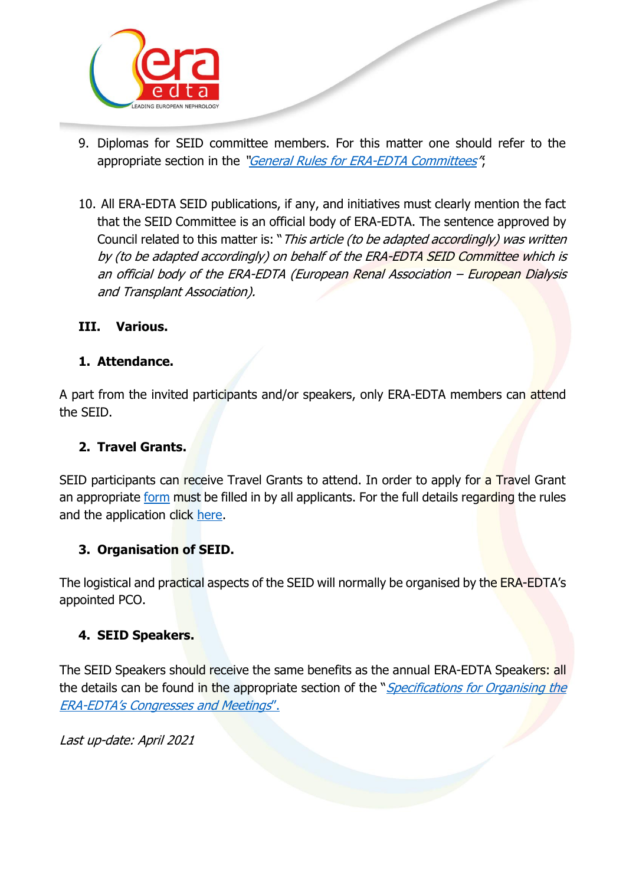9. Diplomas for SEID committee members. For this matter one should refer to the appropriate section in the *"General Rules for ERA-EDTA Committees"*;

10. All ERA-EDTA SEID publications, if any, and initiatives must clearly mention the fact that the SEID Committee is an official body of ERA-EDTA. The sentence approved by Council related to this matter is: "*This article (to be adapted accordingly) was written by (to be adapted accordingly) on behalf of the ERA-EDTA SEID Committee which is an official body of the ERA-EDTA (European Renal Association – European Dialysis and Transplant Association).*

## III. Various.

### 1. Attendance.

A part from the invited participants and/or speakers, only ERA-EDTA members can attend the SEID.

### 2. Travel Grants.

SEID participants can receive Travel Grants to attend. In order to apply for a Travel Grant an appropriate form must be filled in by all applicants. For the full details regarding the rules and the application click here.

### 3. Organisation of SEID.

The logistical and practical aspects of the SEID will normally be organised by the ERA-EDTA's appointed PCO.

### 4. SEID Speakers.

The SEID Speakers should receive the same benefits as the annual ERA-EDTA Speakers: all the details can be found in the appropriate section of the "*Specifications for Organising the ERA-EDTA's Congresses and Meetings*".

*Last up-date: April 2021*